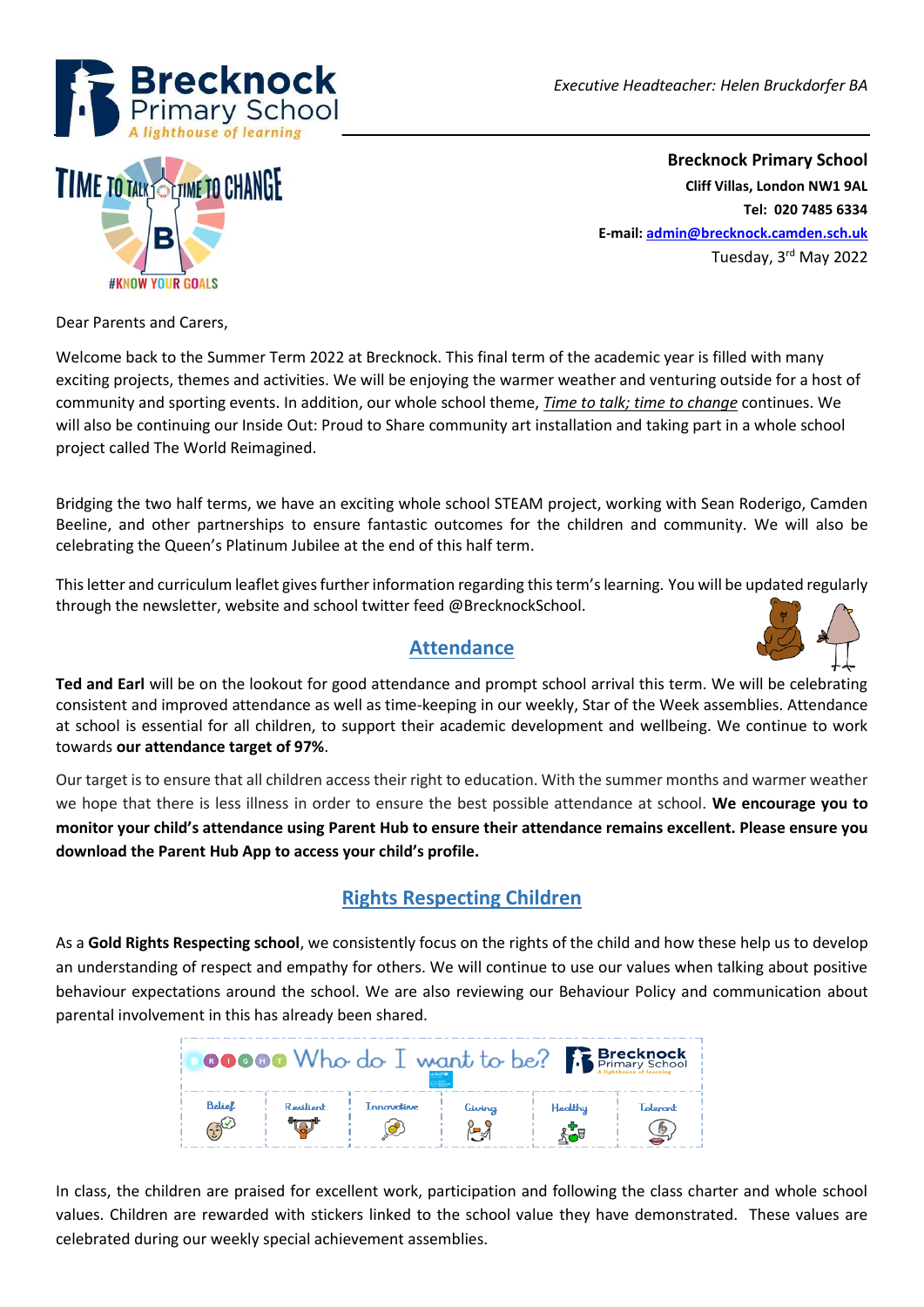Brecknock Primary School

*A lighthouse of learning*

*Executive Headteacher: Helen Bruckdorfer BA*

TIME TO TALK TIME TO CHANGE

#KNOW YOUR GOALS

**Brecknock Primary School**
**Cliff Villas, London NW1 9AL**
**Tel: 020 7485 6334**
**E-mail: admin@brecknock.camden.sch.uk**
Tuesday, 3rd May 2022

Dear Parents and Carers,

Welcome back to the Summer Term 2022 at Brecknock. This final term of the academic year is filled with many exciting projects, themes and activities. We will be enjoying the warmer weather and venturing outside for a host of community and sporting events. In addition, our whole school theme, *Time to talk; time to change* continues. We will also be continuing our Inside Out: Proud to Share community art installation and taking part in a whole school project called The World Reimagined.

Bridging the two half terms, we have an exciting whole school STEAM project, working with Sean Roderigo, Camden Beeline, and other partnerships to ensure fantastic outcomes for the children and community. We will also be celebrating the Queen's Platinum Jubilee at the end of this half term.

This letter and curriculum leaflet gives further information regarding this term's learning. You will be updated regularly through the newsletter, website and school twitter feed @BrecknockSchool.

## Attendance

**Ted and Earl** will be on the lookout for good attendance and prompt school arrival this term. We will be celebrating consistent and improved attendance as well as time-keeping in our weekly, Star of the Week assemblies. Attendance at school is essential for all children, to support their academic development and wellbeing. We continue to work towards **our attendance target of 97%**.

Our target is to ensure that all children access their right to education. With the summer months and warmer weather we hope that there is less illness in order to ensure the best possible attendance at school. **We encourage you to monitor your child's attendance using Parent Hub to ensure their attendance remains excellent. Please ensure you download the Parent Hub App to access your child's profile.**

## Rights Respecting Children

As a **Gold Rights Respecting school**, we consistently focus on the rights of the child and how these help us to develop an understanding of respect and empathy for others. We will continue to use our values when talking about positive behaviour expectations around the school. We are also reviewing our Behaviour Policy and communication about parental involvement in this has already been shared.

**Who do I want to be?**

| Belief | Resilient | Innovative | Giving | Healthy | Tolerant |
|---|---|---|---|---|---|

In class, the children are praised for excellent work, participation and following the class charter and whole school values. Children are rewarded with stickers linked to the school value they have demonstrated. These values are celebrated during our weekly special achievement assemblies.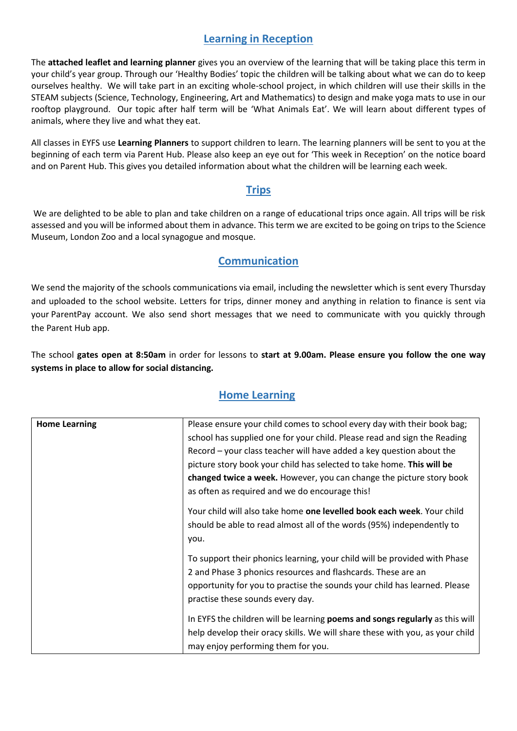## Learning in Reception

The **attached leaflet and learning planner** gives you an overview of the learning that will be taking place this term in your child's year group. Through our 'Healthy Bodies' topic the children will be talking about what we can do to keep ourselves healthy. We will take part in an exciting whole-school project, in which children will use their skills in the STEAM subjects (Science, Technology, Engineering, Art and Mathematics) to design and make yoga mats to use in our rooftop playground. Our topic after half term will be 'What Animals Eat'. We will learn about different types of animals, where they live and what they eat.

All classes in EYFS use **Learning Planners** to support children to learn. The learning planners will be sent to you at the beginning of each term via Parent Hub. Please also keep an eye out for 'This week in Reception' on the notice board and on Parent Hub. This gives you detailed information about what the children will be learning each week.

## Trips

We are delighted to be able to plan and take children on a range of educational trips once again. All trips will be risk assessed and you will be informed about them in advance. This term we are excited to be going on trips to the Science Museum, London Zoo and a local synagogue and mosque.

## Communication

We send the majority of the schools communications via email, including the newsletter which is sent every Thursday and uploaded to the school website. Letters for trips, dinner money and anything in relation to finance is sent via your ParentPay account. We also send short messages that we need to communicate with you quickly through the Parent Hub app.

The school **gates open at 8:50am** in order for lessons to **start at 9.00am. Please ensure you follow the one way systems in place to allow for social distancing.**

## Home Learning

| **Home Learning** | Please ensure your child comes to school every day with their book bag; school has supplied one for your child. Please read and sign the Reading Record – your class teacher will have added a key question about the picture story book your child has selected to take home. **This will be changed twice a week.** However, you can change the picture story book as often as required and we do encourage this!<br><br>Your child will also take home **one levelled book each week**. Your child should be able to read almost all of the words (95%) independently to you.<br><br>To support their phonics learning, your child will be provided with Phase 2 and Phase 3 phonics resources and flashcards. These are an opportunity for you to practise the sounds your child has learned. Please practise these sounds every day.<br><br>In EYFS the children will be learning **poems and songs regularly** as this will help develop their oracy skills. We will share these with you, as your child may enjoy performing them for you. |
|---|---|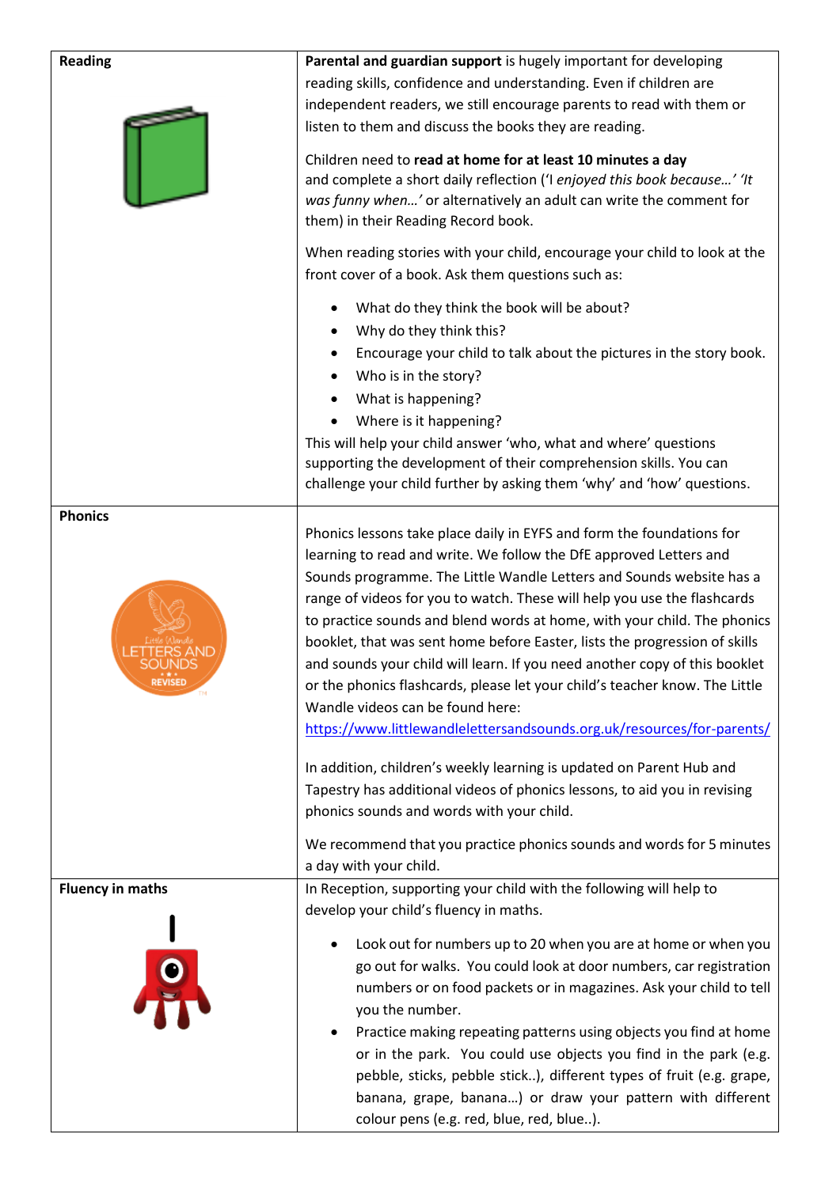| | |
|---|---|
| **Reading** | **Parental and guardian support** is hugely important for developing reading skills, confidence and understanding. Even if children are independent readers, we still encourage parents to read with them or listen to them and discuss the books they are reading.<br><br>Children need to **read at home for at least 10 minutes a day** and complete a short daily reflection ('I *enjoyed this book because…' 'It was funny when…'* or alternatively an adult can write the comment for them) in their Reading Record book.<br><br>When reading stories with your child, encourage your child to look at the front cover of a book. Ask them questions such as:<br><br>• What do they think the book will be about?<br>• Why do they think this?<br>• Encourage your child to talk about the pictures in the story book.<br>• Who is in the story?<br>• What is happening?<br>• Where is it happening?<br><br>This will help your child answer 'who, what and where' questions supporting the development of their comprehension skills. You can challenge your child further by asking them 'why' and 'how' questions. |
| **Phonics** | Phonics lessons take place daily in EYFS and form the foundations for learning to read and write. We follow the DfE approved Letters and Sounds programme. The Little Wandle Letters and Sounds website has a range of videos for you to watch. These will help you use the flashcards to practice sounds and blend words at home, with your child. The phonics booklet, that was sent home before Easter, lists the progression of skills and sounds your child will learn. If you need another copy of this booklet or the phonics flashcards, please let your child's teacher know. The Little Wandle videos can be found here: https://www.littlewandlelettersandsounds.org.uk/resources/for-parents/<br><br>In addition, children's weekly learning is updated on Parent Hub and Tapestry has additional videos of phonics lessons, to aid you in revising phonics sounds and words with your child.<br><br>We recommend that you practice phonics sounds and words for 5 minutes a day with your child. |
| **Fluency in maths** | In Reception, supporting your child with the following will help to develop your child's fluency in maths.<br><br>• Look out for numbers up to 20 when you are at home or when you go out for walks. You could look at door numbers, car registration numbers or on food packets or in magazines. Ask your child to tell you the number.<br>• Practice making repeating patterns using objects you find at home or in the park. You could use objects you find in the park (e.g. pebble, sticks, pebble stick..), different types of fruit (e.g. grape, banana, grape, banana…) or draw your pattern with different colour pens (e.g. red, blue, red, blue..). |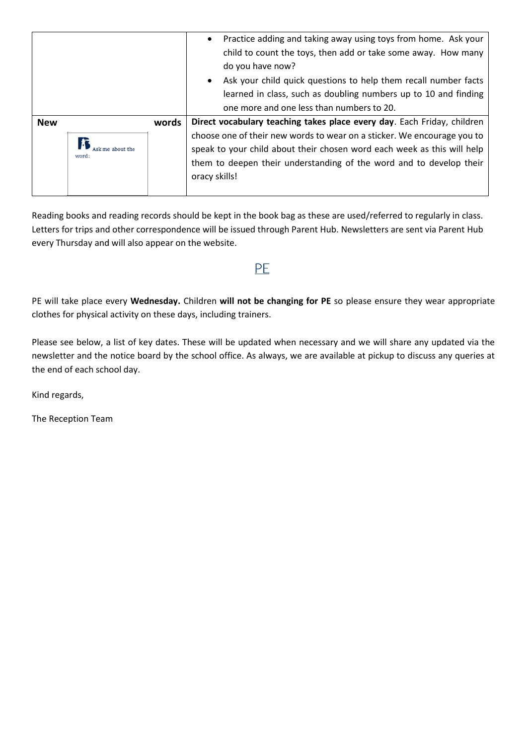| | |
|---|---|
| | • Practice adding and taking away using toys from home. Ask your child to count the toys, then add or take some away. How many do you have now?<br>• Ask your child quick questions to help them recall number facts learned in class, such as doubling numbers up to 10 and finding one more and one less than numbers to 20. |
| **New words**<br>Ask me about the word: | **Direct vocabulary teaching takes place every day**. Each Friday, children choose one of their new words to wear on a sticker. We encourage you to speak to your child about their chosen word each week as this will help them to deepen their understanding of the word and to develop their oracy skills! |

Reading books and reading records should be kept in the book bag as these are used/referred to regularly in class. Letters for trips and other correspondence will be issued through Parent Hub. Newsletters are sent via Parent Hub every Thursday and will also appear on the website.

## PE

PE will take place every **Wednesday.** Children **will not be changing for PE** so please ensure they wear appropriate clothes for physical activity on these days, including trainers.

Please see below, a list of key dates. These will be updated when necessary and we will share any updated via the newsletter and the notice board by the school office. As always, we are available at pickup to discuss any queries at the end of each school day.

Kind regards,

The Reception Team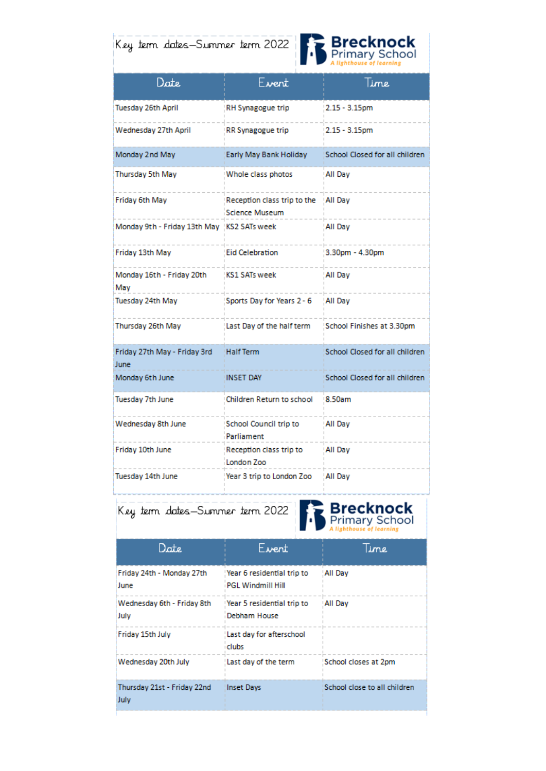# Key term dates–Summer term 2022

**Brecknock Primary School**
*A lighthouse of learning*

| Date | Event | Time |
| --- | --- | --- |
| Tuesday 26th April | RH Synagogue trip | 2.15 - 3.15pm |
| Wednesday 27th April | RR Synagogue trip | 2.15 - 3.15pm |
| Monday 2nd May | Early May Bank Holiday | School Closed for all children |
| Thursday 5th May | Whole class photos | All Day |
| Friday 6th May | Reception class trip to the Science Museum | All Day |
| Monday 9th - Friday 13th May | KS2 SATs week | All Day |
| Friday 13th May | Eid Celebration | 3.30pm - 4.30pm |
| Monday 16th - Friday 20th May | KS1 SATs week | All Day |
| Tuesday 24th May | Sports Day for Years 2 - 6 | All Day |
| Thursday 26th May | Last Day of the half term | School Finishes at 3.30pm |
| Friday 27th May - Friday 3rd June | Half Term | School Closed for all children |
| Monday 6th June | INSET DAY | School Closed for all children |
| Tuesday 7th June | Children Return to school | 8.50am |
| Wednesday 8th June | School Council trip to Parliament | All Day |
| Friday 10th June | Reception class trip to London Zoo | All Day |
| Tuesday 14th June | Year 3 trip to London Zoo | All Day |

# Key term dates–Summer term 2022

**Brecknock Primary School**
*A lighthouse of learning*

| Date | Event | Time |
| --- | --- | --- |
| Friday 24th - Monday 27th June | Year 6 residential trip to PGL Windmill Hill | All Day |
| Wednesday 6th - Friday 8th July | Year 5 residential trip to Debham House | All Day |
| Friday 15th July | Last day for afterschool clubs | |
| Wednesday 20th July | Last day of the term | School closes at 2pm |
| Thursday 21st - Friday 22nd July | Inset Days | School close to all children |